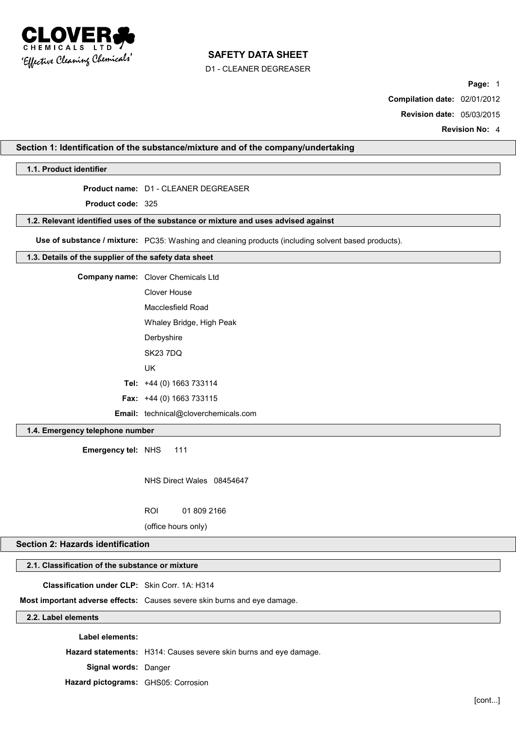# SAFETY DATA SHEET

D1 - CLEANER DEGREASER

**Compilation date:** 02/01/2012

**Revision date:** 05/03/2015

**Revision No:** 4

## Section 1: Identification of the substance/mixture and of the company/undertaking

### 1.1. Product identifier

**Product name:** D1 - CLEANER DEGREASER

**Product code:** 325

### 1.2. Relevant identified uses of the substance or mixture and uses advised against

**Use of substance / mixture:** PC35: Washing and cleaning products (including solvent based products).

### 1.3. Details of the supplier of the safety data sheet

**Company name:** Clover Chemicals Ltd

Clover House

Macclesfield Road

Whaley Bridge, High Peak

Derbyshire

SK23 7DQ

UK

**Tel:** +44 (0) 1663 733114

**Fax:** +44 (0) 1663 733115

**Email:** technical@cloverchemicals.com

### 1.4. Emergency telephone number

**Emergency tel:** NHS 111

NHS Direct Wales 08454647

ROI 01 809 2166

(office hours only)

## Section 2: Hazards identification

### 2.1. Classification of the substance or mixture

**Classification under CLP:** Skin Corr. 1A: H314

**Most important adverse effects:** Causes severe skin burns and eye damage.

### 2.2. Label elements

**Label elements:**

**Hazard statements:** H314: Causes severe skin burns and eye damage.

**Signal words:** Danger

**Hazard pictograms:** GHS05: Corrosion

[cont...]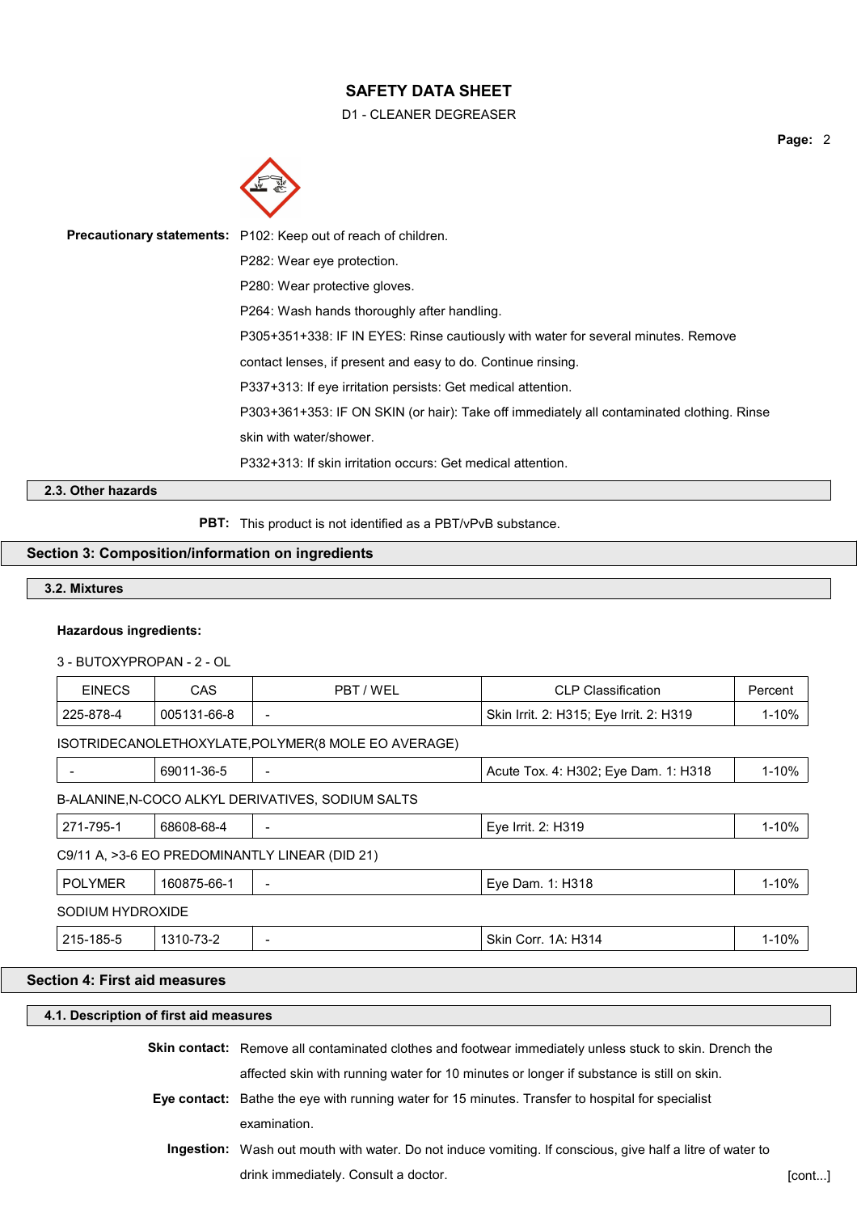**Precautionary statements:** P102: Keep out of reach of children.

P282: Wear eye protection.

P280: Wear protective gloves.

P264: Wash hands thoroughly after handling.

P305+351+338: IF IN EYES: Rinse cautiously with water for several minutes. Remove contact lenses, if present and easy to do. Continue rinsing.

P337+313: If eye irritation persists: Get medical attention.

P303+361+353: IF ON SKIN (or hair): Take off immediately all contaminated clothing. Rinse skin with water/shower.

P332+313: If skin irritation occurs: Get medical attention.

### 2.3. Other hazards

**PBT:** This product is not identified as a PBT/vPvB substance.

## Section 3: Composition/information on ingredients

### 3.2. Mixtures

**Hazardous ingredients:**

3 - BUTOXYPROPAN - 2 - OL

| EINECS | CAS | PBT / WEL | CLP Classification | Percent |
|---|---|---|---|---|
| 225-878-4 | 005131-66-8 | - | Skin Irrit. 2: H315; Eye Irrit. 2: H319 | 1-10% |

ISOTRIDECANOLETHOXYLATE,POLYMER(8 MOLE EO AVERAGE)

| EINECS | CAS | PBT / WEL | CLP Classification | Percent |
|---|---|---|---|---|
| - | 69011-36-5 | - | Acute Tox. 4: H302; Eye Dam. 1: H318 | 1-10% |

B-ALANINE,N-COCO ALKYL DERIVATIVES, SODIUM SALTS

| EINECS | CAS | PBT / WEL | CLP Classification | Percent |
|---|---|---|---|---|
| 271-795-1 | 68608-68-4 | - | Eye Irrit. 2: H319 | 1-10% |

C9/11 A, >3-6 EO PREDOMINANTLY LINEAR (DID 21)

| EINECS | CAS | PBT / WEL | CLP Classification | Percent |
|---|---|---|---|---|
| POLYMER | 160875-66-1 | - | Eye Dam. 1: H318 | 1-10% |

SODIUM HYDROXIDE

| EINECS | CAS | PBT / WEL | CLP Classification | Percent |
|---|---|---|---|---|
| 215-185-5 | 1310-73-2 | - | Skin Corr. 1A: H314 | 1-10% |

## Section 4: First aid measures

### 4.1. Description of first aid measures

**Skin contact:** Remove all contaminated clothes and footwear immediately unless stuck to skin. Drench the affected skin with running water for 10 minutes or longer if substance is still on skin.

**Eye contact:** Bathe the eye with running water for 15 minutes. Transfer to hospital for specialist examination.

**Ingestion:** Wash out mouth with water. Do not induce vomiting. If conscious, give half a litre of water to drink immediately. Consult a doctor.

[cont...]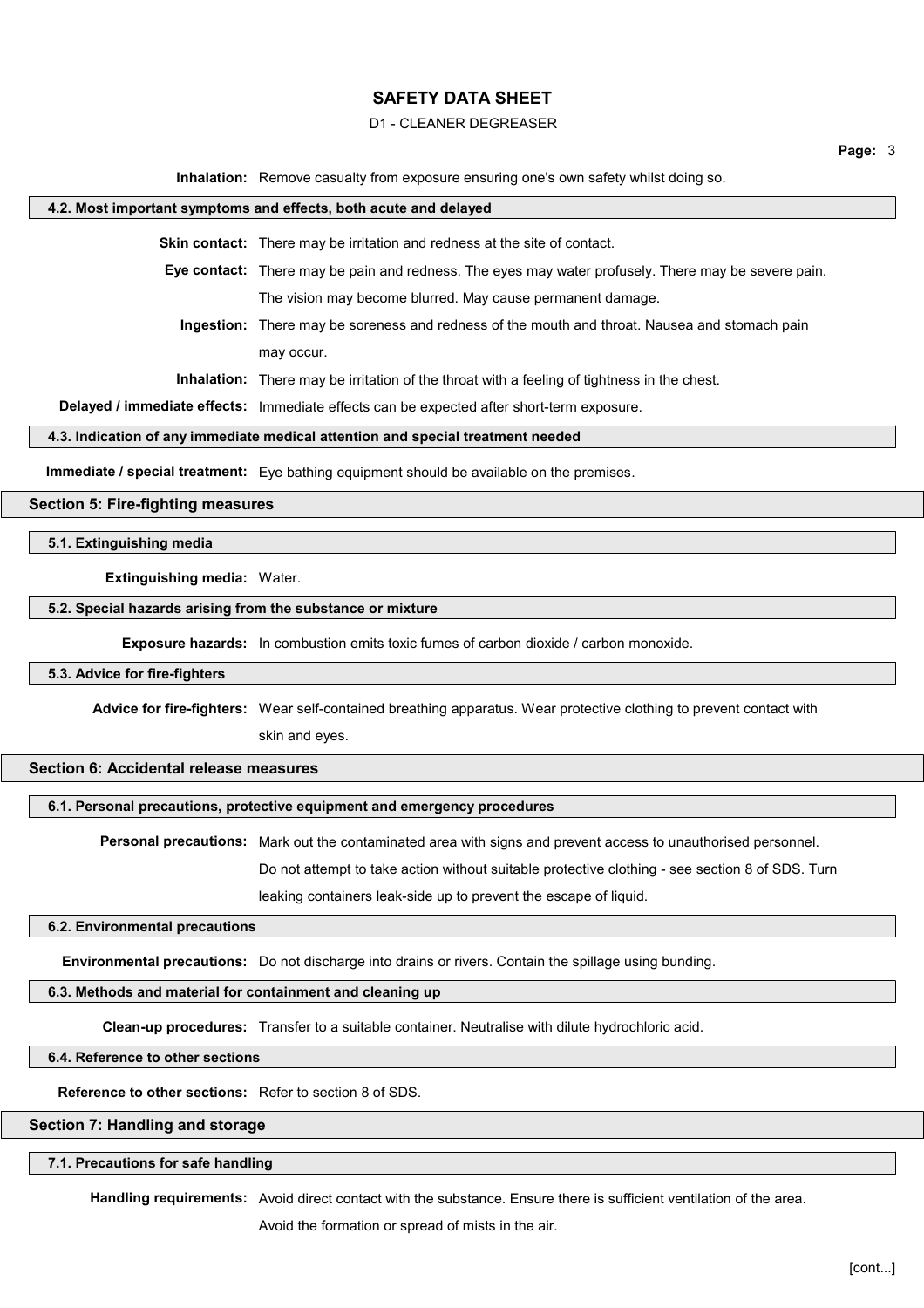**Inhalation:** Remove casualty from exposure ensuring one's own safety whilst doing so.

### 4.2. Most important symptoms and effects, both acute and delayed

**Skin contact:** There may be irritation and redness at the site of contact.

**Eye contact:** There may be pain and redness. The eyes may water profusely. There may be severe pain. The vision may become blurred. May cause permanent damage.

**Ingestion:** There may be soreness and redness of the mouth and throat. Nausea and stomach pain may occur.

**Inhalation:** There may be irritation of the throat with a feeling of tightness in the chest.

**Delayed / immediate effects:** Immediate effects can be expected after short-term exposure.

### 4.3. Indication of any immediate medical attention and special treatment needed

**Immediate / special treatment:** Eye bathing equipment should be available on the premises.

## Section 5: Fire-fighting measures

### 5.1. Extinguishing media

**Extinguishing media:** Water.

### 5.2. Special hazards arising from the substance or mixture

**Exposure hazards:** In combustion emits toxic fumes of carbon dioxide / carbon monoxide.

### 5.3. Advice for fire-fighters

**Advice for fire-fighters:** Wear self-contained breathing apparatus. Wear protective clothing to prevent contact with skin and eyes.

## Section 6: Accidental release measures

### 6.1. Personal precautions, protective equipment and emergency procedures

**Personal precautions:** Mark out the contaminated area with signs and prevent access to unauthorised personnel. Do not attempt to take action without suitable protective clothing - see section 8 of SDS. Turn leaking containers leak-side up to prevent the escape of liquid.

### 6.2. Environmental precautions

**Environmental precautions:** Do not discharge into drains or rivers. Contain the spillage using bunding.

### 6.3. Methods and material for containment and cleaning up

**Clean-up procedures:** Transfer to a suitable container. Neutralise with dilute hydrochloric acid.

### 6.4. Reference to other sections

**Reference to other sections:** Refer to section 8 of SDS.

## Section 7: Handling and storage

### 7.1. Precautions for safe handling

**Handling requirements:** Avoid direct contact with the substance. Ensure there is sufficient ventilation of the area. Avoid the formation or spread of mists in the air.

[cont...]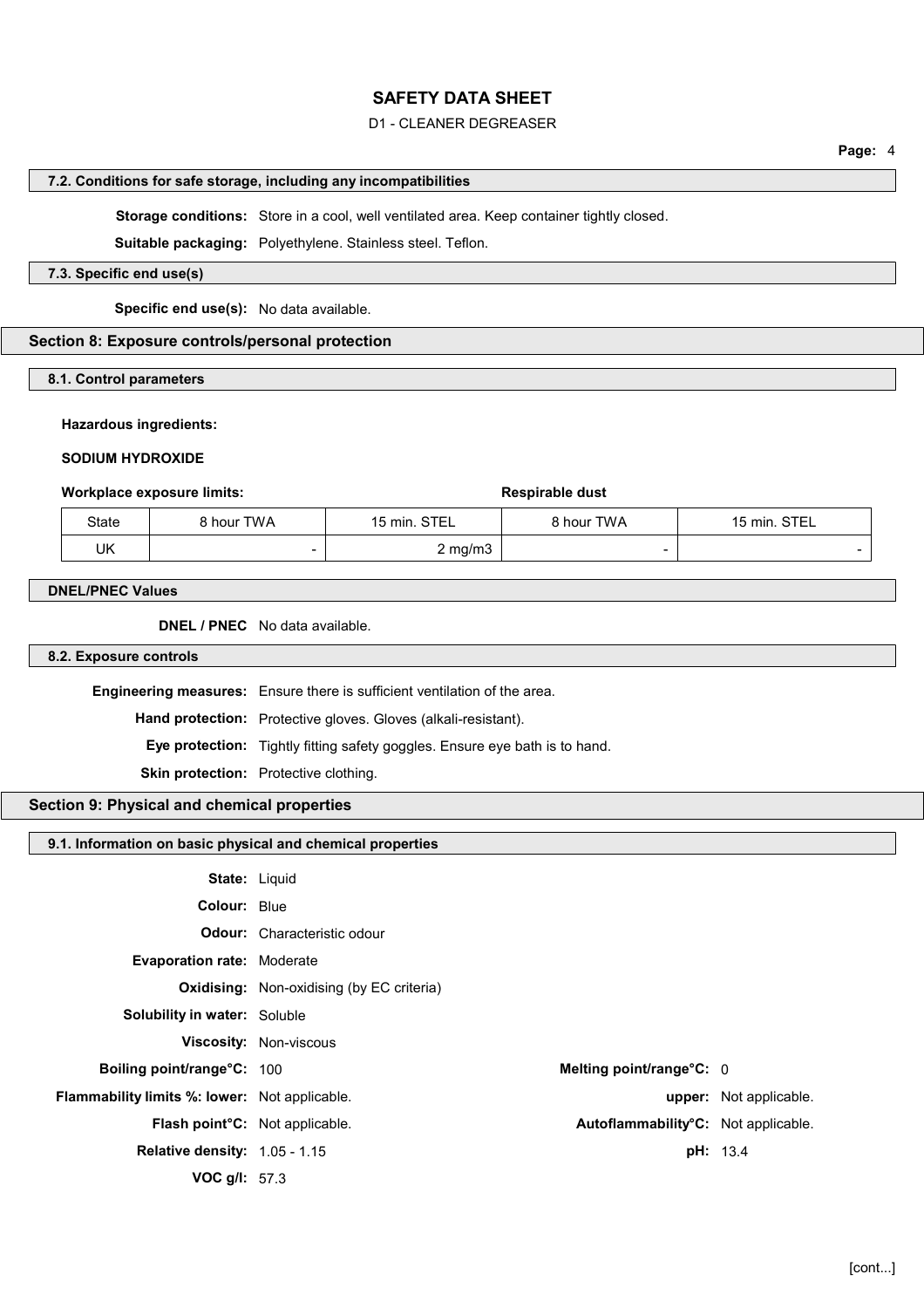#### 7.2. Conditions for safe storage, including any incompatibilities

**Storage conditions:** Store in a cool, well ventilated area. Keep container tightly closed.

**Suitable packaging:** Polyethylene. Stainless steel. Teflon.

#### 7.3. Specific end use(s)

**Specific end use(s):** No data available.

## Section 8: Exposure controls/personal protection

#### 8.1. Control parameters

**Hazardous ingredients:**

**SODIUM HYDROXIDE**

| **Workplace exposure limits:** | | | **Respirable dust** | |
|---|---|---|---|---|
| State | 8 hour TWA | 15 min. STEL | 8 hour TWA | 15 min. STEL |
| UK | - | 2 mg/m3 | - | - |

#### DNEL/PNEC Values

**DNEL / PNEC** No data available.

#### 8.2. Exposure controls

**Engineering measures:** Ensure there is sufficient ventilation of the area.

**Hand protection:** Protective gloves. Gloves (alkali-resistant).

**Eye protection:** Tightly fitting safety goggles. Ensure eye bath is to hand.

**Skin protection:** Protective clothing.

## Section 9: Physical and chemical properties

#### 9.1. Information on basic physical and chemical properties

**State:** Liquid

**Colour:** Blue

**Odour:** Characteristic odour

**Evaporation rate:** Moderate

**Oxidising:** Non-oxidising (by EC criteria)

**Solubility in water:** Soluble

**Viscosity:** Non-viscous

**Boiling point/range°C:** 100 **Melting point/range°C:** 0

**Flammability limits %: lower:** Not applicable. **upper:** Not applicable.

**Flash point°C:** Not applicable. **Autoflammability°C:** Not applicable.

**Relative density:** 1.05 - 1.15 **pH:** 13.4

**VOC g/l:** 57.3

[cont...]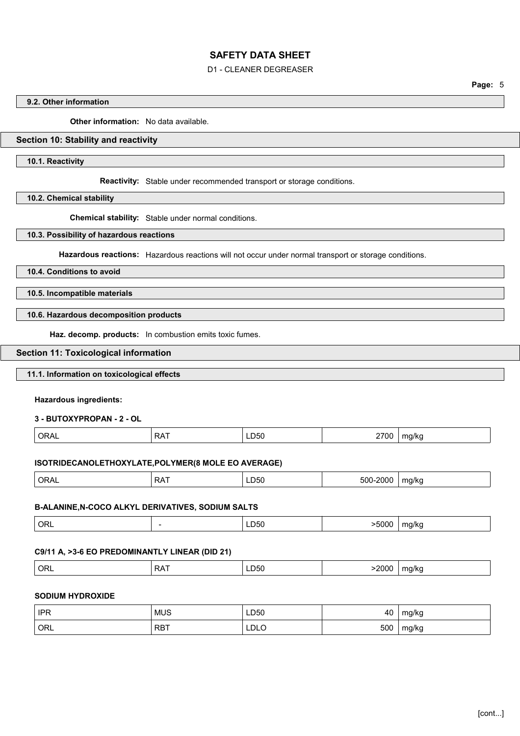### 9.2. Other information

**Other information:** No data available.

## Section 10: Stability and reactivity

### 10.1. Reactivity

**Reactivity:** Stable under recommended transport or storage conditions.

### 10.2. Chemical stability

**Chemical stability:** Stable under normal conditions.

### 10.3. Possibility of hazardous reactions

**Hazardous reactions:** Hazardous reactions will not occur under normal transport or storage conditions.

### 10.4. Conditions to avoid

### 10.5. Incompatible materials

### 10.6. Hazardous decomposition products

**Haz. decomp. products:** In combustion emits toxic fumes.

## Section 11: Toxicological information

### 11.1. Information on toxicological effects

**Hazardous ingredients:**

**3 - BUTOXYPROPAN - 2 - OL**

| | | | | |
|---|---|---|---|---|
| ORAL | RAT | LD50 | 2700 | mg/kg |

**ISOTRIDECANOLETHOXYLATE,POLYMER(8 MOLE EO AVERAGE)**

| | | | | |
|---|---|---|---|---|
| ORAL | RAT | LD50 | 500-2000 | mg/kg |

**B-ALANINE,N-COCO ALKYL DERIVATIVES, SODIUM SALTS**

| | | | | |
|---|---|---|---|---|
| ORL | - | LD50 | >5000 | mg/kg |

**C9/11 A, >3-6 EO PREDOMINANTLY LINEAR (DID 21)**

| | | | | |
|---|---|---|---|---|
| ORL | RAT | LD50 | >2000 | mg/kg |

**SODIUM HYDROXIDE**

| | | | | |
|---|---|---|---|---|
| IPR | MUS | LD50 | 40 | mg/kg |
| ORL | RBT | LDLO | 500 | mg/kg |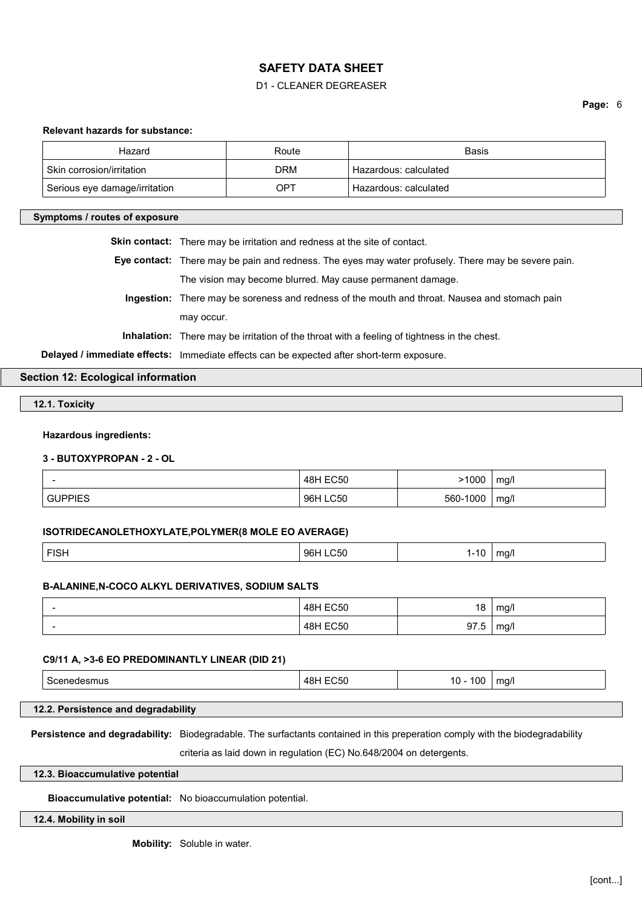**Relevant hazards for substance:**

| Hazard | Route | Basis |
|---|---|---|
| Skin corrosion/irritation | DRM | Hazardous: calculated |
| Serious eye damage/irritation | OPT | Hazardous: calculated |

**Symptoms / routes of exposure**

**Skin contact:** There may be irritation and redness at the site of contact.

**Eye contact:** There may be pain and redness. The eyes may water profusely. There may be severe pain. The vision may become blurred. May cause permanent damage.

**Ingestion:** There may be soreness and redness of the mouth and throat. Nausea and stomach pain may occur.

**Inhalation:** There may be irritation of the throat with a feeling of tightness in the chest.

**Delayed / immediate effects:** Immediate effects can be expected after short-term exposure.

## Section 12: Ecological information

### 12.1. Toxicity

**Hazardous ingredients:**

**3 - BUTOXYPROPAN - 2 - OL**

| | | | |
|---|---|---|---|
| - | 48H EC50 | >1000 | mg/l |
| GUPPIES | 96H LC50 | 560-1000 | mg/l |

**ISOTRIDECANOLETHOXYLATE,POLYMER(8 MOLE EO AVERAGE)**

| | | | |
|---|---|---|---|
| FISH | 96H LC50 | 1-10 | mg/l |

**B-ALANINE,N-COCO ALKYL DERIVATIVES, SODIUM SALTS**

| | | | |
|---|---|---|---|
| - | 48H EC50 | 18 | mg/l |
| - | 48H EC50 | 97.5 | mg/l |

**C9/11 A, >3-6 EO PREDOMINANTLY LINEAR (DID 21)**

| | | | |
|---|---|---|---|
| Scenedesmus | 48H EC50 | 10 - 100 | mg/l |

### 12.2. Persistence and degradability

**Persistence and degradability:** Biodegradable. The surfactants contained in this preperation comply with the biodegradability criteria as laid down in regulation (EC) No.648/2004 on detergents.

### 12.3. Bioaccumulative potential

**Bioaccumulative potential:** No bioaccumulation potential.

### 12.4. Mobility in soil

**Mobility:** Soluble in water.

[cont...]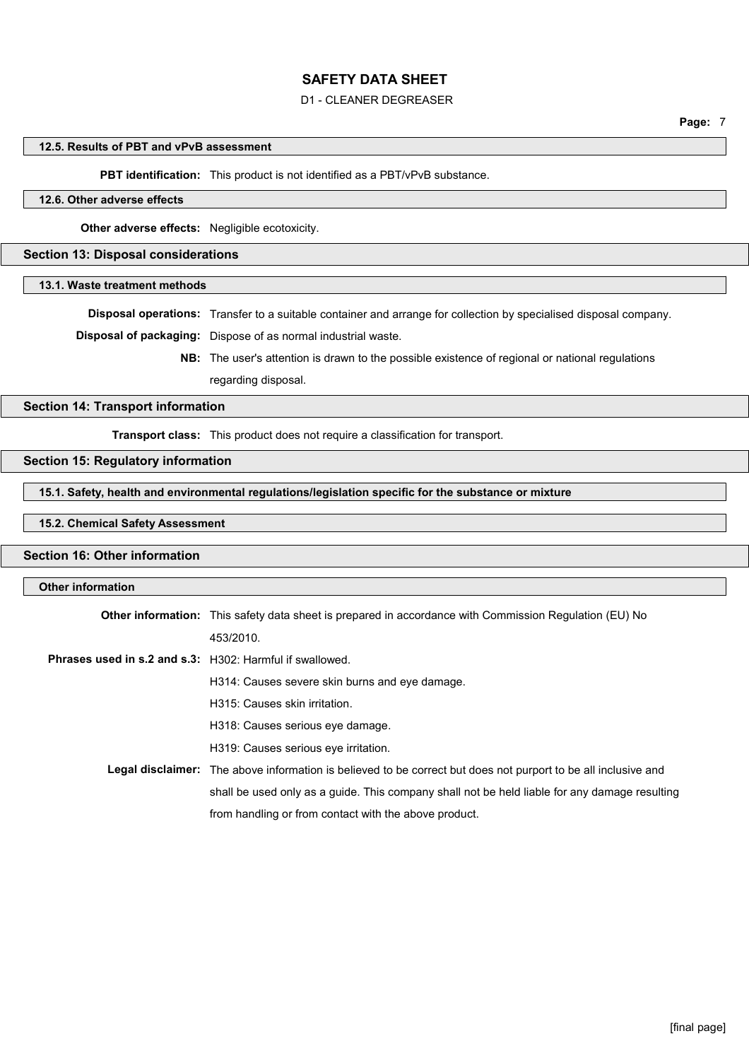#### 12.5. Results of PBT and vPvB assessment

**PBT identification:** This product is not identified as a PBT/vPvB substance.

#### 12.6. Other adverse effects

**Other adverse effects:** Negligible ecotoxicity.

### Section 13: Disposal considerations

#### 13.1. Waste treatment methods

**Disposal operations:** Transfer to a suitable container and arrange for collection by specialised disposal company.

**Disposal of packaging:** Dispose of as normal industrial waste.

**NB:** The user's attention is drawn to the possible existence of regional or national regulations regarding disposal.

### Section 14: Transport information

**Transport class:** This product does not require a classification for transport.

### Section 15: Regulatory information

#### 15.1. Safety, health and environmental regulations/legislation specific for the substance or mixture

#### 15.2. Chemical Safety Assessment

### Section 16: Other information

#### Other information

**Other information:** This safety data sheet is prepared in accordance with Commission Regulation (EU) No 453/2010.

**Phrases used in s.2 and s.3:** H302: Harmful if swallowed.

H314: Causes severe skin burns and eye damage.

H315: Causes skin irritation.

H318: Causes serious eye damage.

H319: Causes serious eye irritation.

**Legal disclaimer:** The above information is believed to be correct but does not purport to be all inclusive and shall be used only as a guide. This company shall not be held liable for any damage resulting from handling or from contact with the above product.

[final page]